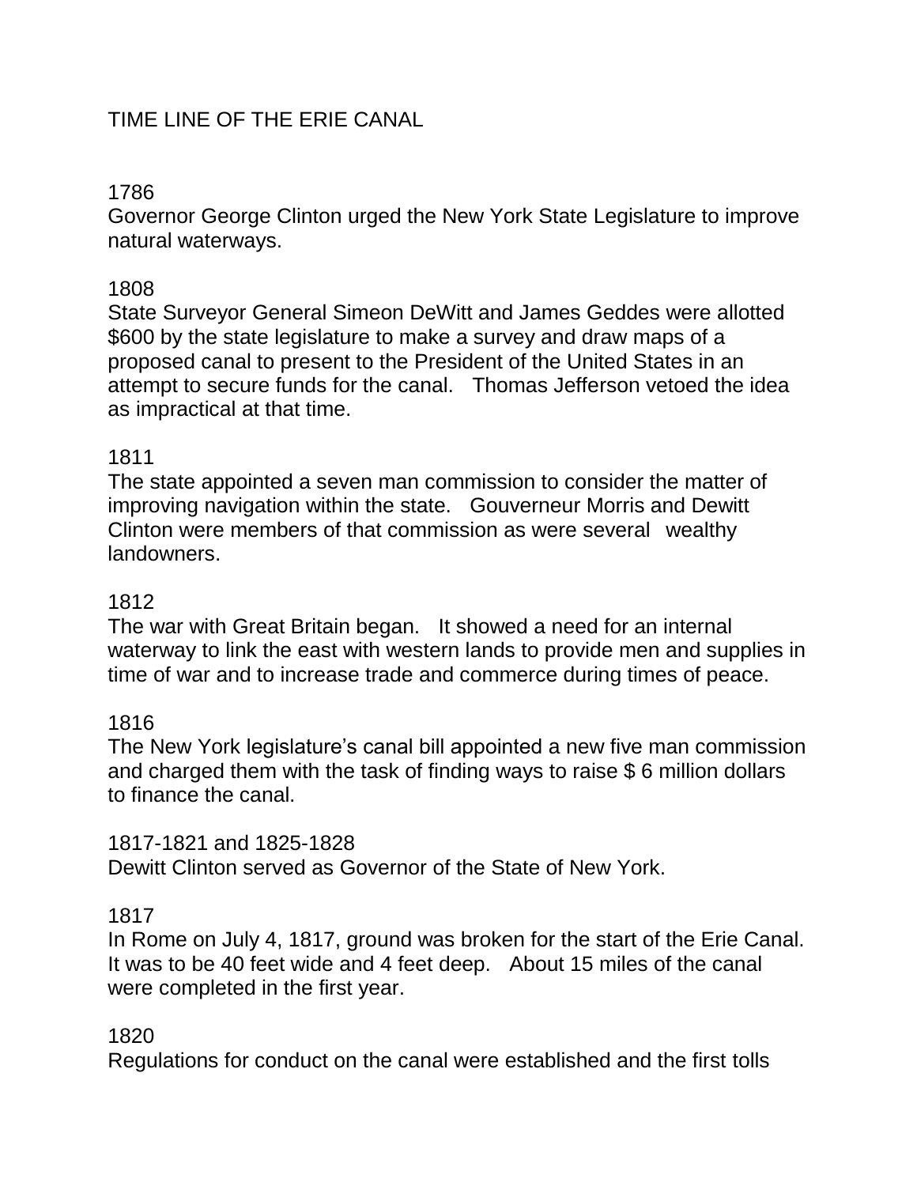# TIME LINE OF THE ERIE CANAL

1786

Governor George Clinton urged the New York State Legislature to improve natural waterways.

1808

State Surveyor General Simeon DeWitt and James Geddes were allotted $600 by the state legislature to make a survey and draw maps of a proposed canal to present to the President of the United States in an attempt to secure funds for the canal. Thomas Jefferson vetoed the idea as impractical at that time.

1811

The state appointed a seven man commission to consider the matter of improving navigation within the state. Gouverneur Morris and Dewitt Clinton were members of that commission as were several wealthy landowners.

1812

The war with Great Britain began. It showed a need for an internal waterway to link the east with western lands to provide men and supplies in time of war and to increase trade and commerce during times of peace.

1816

The New York legislature's canal bill appointed a new five man commission and charged them with the task of finding ways to raise $ 6 million dollars to finance the canal.

1817-1821 and 1825-1828

Dewitt Clinton served as Governor of the State of New York.

1817

In Rome on July 4, 1817, ground was broken for the start of the Erie Canal. It was to be 40 feet wide and 4 feet deep. About 15 miles of the canal were completed in the first year.

1820

Regulations for conduct on the canal were established and the first tolls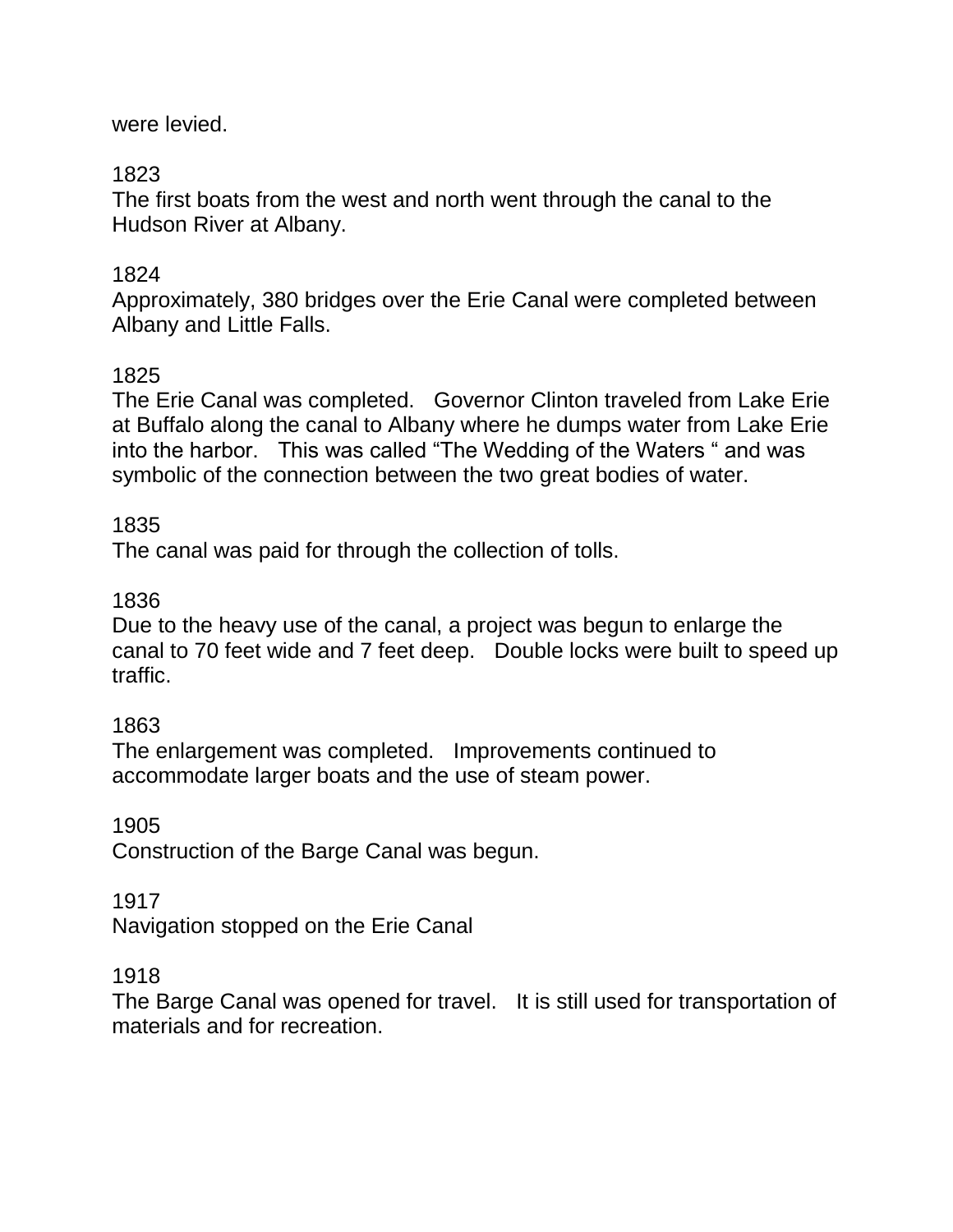were levied.

1823
The first boats from the west and north went through the canal to the Hudson River at Albany.

1824
Approximately, 380 bridges over the Erie Canal were completed between Albany and Little Falls.

1825
The Erie Canal was completed. Governor Clinton traveled from Lake Erie at Buffalo along the canal to Albany where he dumps water from Lake Erie into the harbor. This was called "The Wedding of the Waters " and was symbolic of the connection between the two great bodies of water.

1835
The canal was paid for through the collection of tolls.

1836
Due to the heavy use of the canal, a project was begun to enlarge the canal to 70 feet wide and 7 feet deep. Double locks were built to speed up traffic.

1863
The enlargement was completed. Improvements continued to accommodate larger boats and the use of steam power.

1905
Construction of the Barge Canal was begun.

1917
Navigation stopped on the Erie Canal

1918
The Barge Canal was opened for travel. It is still used for transportation of materials and for recreation.